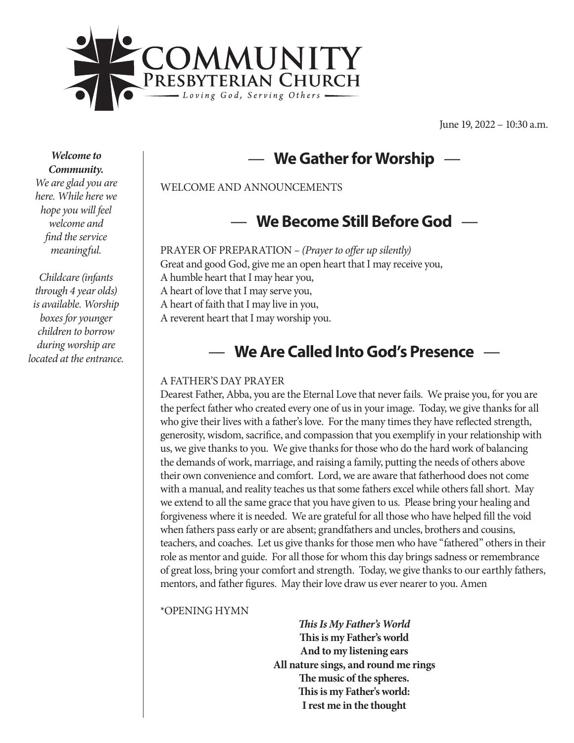# COMMUNITY Presbyterian Church

*Loving God, Serving Others*

June 19, 2022 – 10:30 a.m.

***Welcome to Community.***
*We are glad you are here. While here we hope you will feel welcome and find the service meaningful.*

*Childcare (infants through 4 year olds) is available. Worship boxes for younger children to borrow during worship are located at the entrance.*

## — We Gather for Worship —

WELCOME AND ANNOUNCEMENTS

## — We Become Still Before God —

PRAYER OF PREPARATION – *(Prayer to offer up silently)*
Great and good God, give me an open heart that I may receive you,
A humble heart that I may hear you,
A heart of love that I may serve you,
A heart of faith that I may live in you,
A reverent heart that I may worship you.

## — We Are Called Into God's Presence —

A FATHER'S DAY PRAYER
Dearest Father, Abba, you are the Eternal Love that never fails. We praise you, for you are the perfect father who created every one of us in your image. Today, we give thanks for all who give their lives with a father's love. For the many times they have reflected strength, generosity, wisdom, sacrifice, and compassion that you exemplify in your relationship with us, we give thanks to you. We give thanks for those who do the hard work of balancing the demands of work, marriage, and raising a family, putting the needs of others above their own convenience and comfort. Lord, we are aware that fatherhood does not come with a manual, and reality teaches us that some fathers excel while others fall short. May we extend to all the same grace that you have given to us. Please bring your healing and forgiveness where it is needed. We are grateful for all those who have helped fill the void when fathers pass early or are absent; grandfathers and uncles, brothers and cousins, teachers, and coaches. Let us give thanks for those men who have "fathered" others in their role as mentor and guide. For all those for whom this day brings sadness or remembrance of great loss, bring your comfort and strength. Today, we give thanks to our earthly fathers, mentors, and father figures. May their love draw us ever nearer to you. Amen

*OPENING HYMN

***This Is My Father's World***
**This is my Father's world**
**And to my listening ears**
**All nature sings, and round me rings**
**The music of the spheres.**
**This is my Father's world:**
**I rest me in the thought**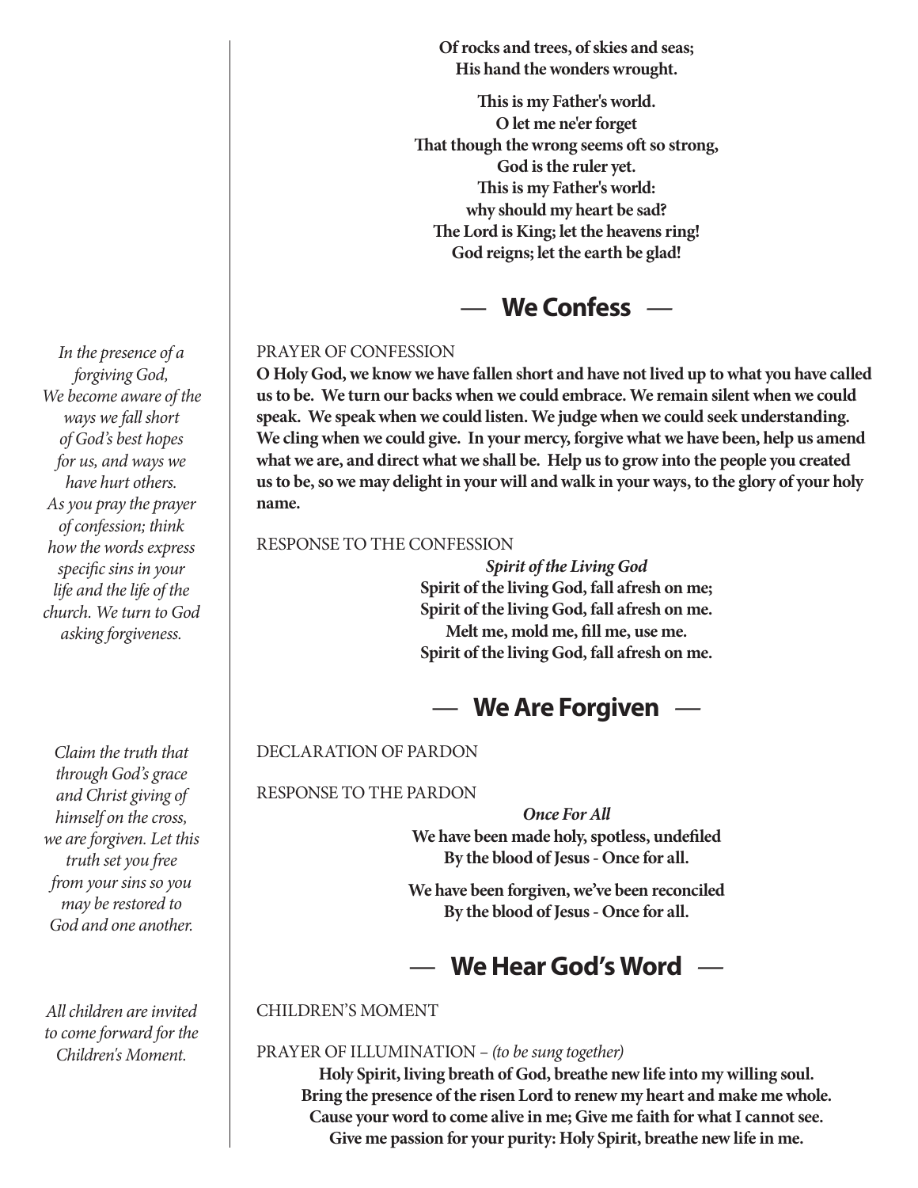**Of rocks and trees, of skies and seas;**
**His hand the wonders wrought.**

**This is my Father's world.**
**O let me ne'er forget**
**That though the wrong seems oft so strong,**
**God is the ruler yet.**
**This is my Father's world:**
**why should my heart be sad?**
**The Lord is King; let the heavens ring!**
**God reigns; let the earth be glad!**

## — We Confess —

*In the presence of a forgiving God, We become aware of the ways we fall short of God's best hopes for us, and ways we have hurt others. As you pray the prayer of confession; think how the words express specific sins in your life and the life of the church. We turn to God asking forgiveness.*

PRAYER OF CONFESSION

**O Holy God, we know we have fallen short and have not lived up to what you have called us to be. We turn our backs when we could embrace. We remain silent when we could speak. We speak when we could listen. We judge when we could seek understanding. We cling when we could give. In your mercy, forgive what we have been, help us amend what we are, and direct what we shall be. Help us to grow into the people you created us to be, so we may delight in your will and walk in your ways, to the glory of your holy name.**

RESPONSE TO THE CONFESSION

***Spirit of the Living God***
**Spirit of the living God, fall afresh on me;**
**Spirit of the living God, fall afresh on me.**
**Melt me, mold me, fill me, use me.**
**Spirit of the living God, fall afresh on me.**

## — We Are Forgiven —

*Claim the truth that through God's grace and Christ giving of himself on the cross, we are forgiven. Let this truth set you free from your sins so you may be restored to God and one another.*

DECLARATION OF PARDON

RESPONSE TO THE PARDON

***Once For All***
**We have been made holy, spotless, undefiled**
**By the blood of Jesus - Once for all.**

**We have been forgiven, we've been reconciled**
**By the blood of Jesus - Once for all.**

## — We Hear God's Word —

*All children are invited to come forward for the Children's Moment.*

CHILDREN'S MOMENT

PRAYER OF ILLUMINATION – *(to be sung together)*

**Holy Spirit, living breath of God, breathe new life into my willing soul.**
**Bring the presence of the risen Lord to renew my heart and make me whole.**
**Cause your word to come alive in me; Give me faith for what I cannot see.**
**Give me passion for your purity: Holy Spirit, breathe new life in me.**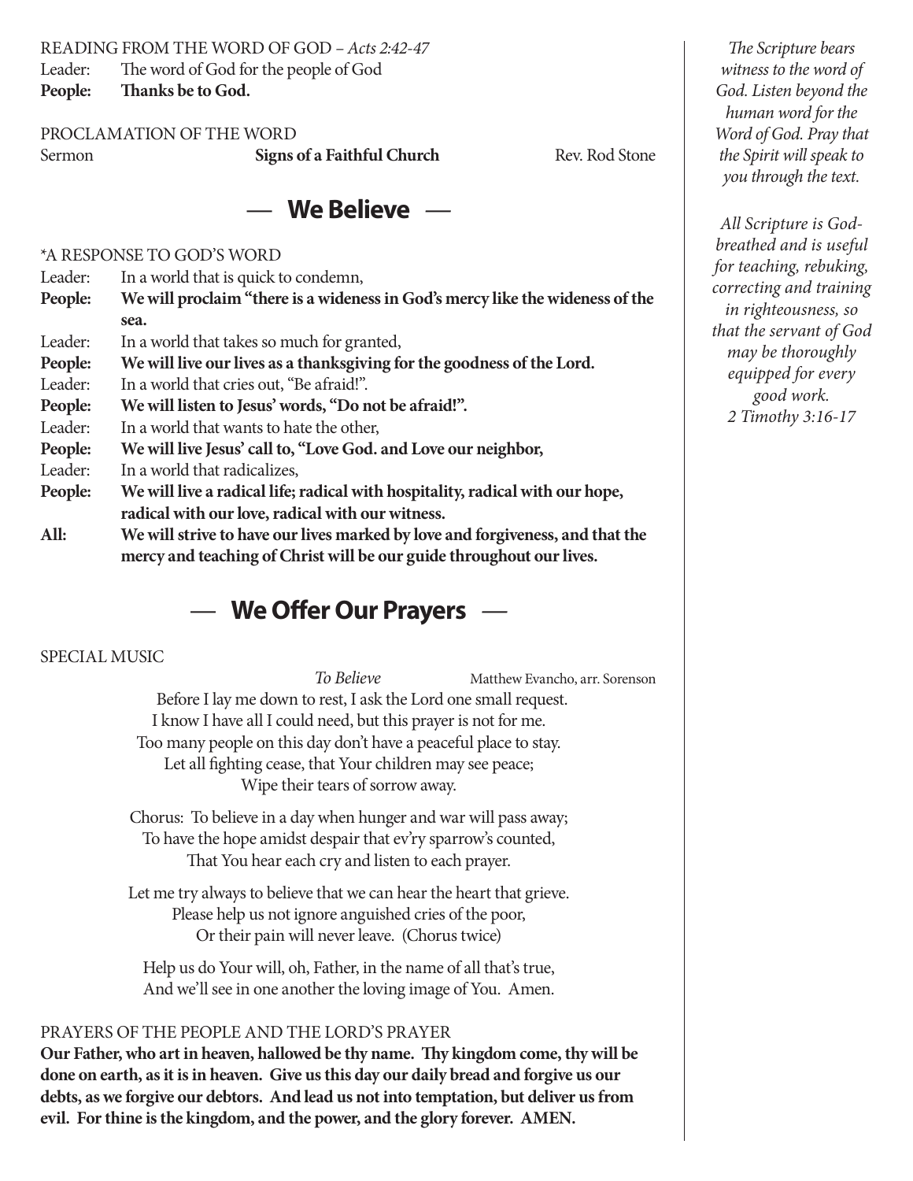READING FROM THE WORD OF GOD – *Acts 2:42-47*

Leader: The word of God for the people of God
**People: Thanks be to God.**

PROCLAMATION OF THE WORD

Sermon **Signs of a Faithful Church** Rev. Rod Stone

## — We Believe —

*A RESPONSE TO GOD'S WORD

Leader: In a world that is quick to condemn,
**People: We will proclaim "there is a wideness in God's mercy like the wideness of the sea.**
Leader: In a world that takes so much for granted,
**People: We will live our lives as a thanksgiving for the goodness of the Lord.**
Leader: In a world that cries out, "Be afraid!".
**People: We will listen to Jesus' words, "Do not be afraid!".**
Leader: In a world that wants to hate the other,
**People: We will live Jesus' call to, "Love God. and Love our neighbor,**
Leader: In a world that radicalizes,
**People: We will live a radical life; radical with hospitality, radical with our hope, radical with our love, radical with our witness.**
**All: We will strive to have our lives marked by love and forgiveness, and that the mercy and teaching of Christ will be our guide throughout our lives.**

## — We Offer Our Prayers —

SPECIAL MUSIC

*To Believe* Matthew Evancho, arr. Sorenson

Before I lay me down to rest, I ask the Lord one small request.
I know I have all I could need, but this prayer is not for me.
Too many people on this day don't have a peaceful place to stay.
Let all fighting cease, that Your children may see peace;
Wipe their tears of sorrow away.

Chorus: To believe in a day when hunger and war will pass away;
To have the hope amidst despair that ev'ry sparrow's counted,
That You hear each cry and listen to each prayer.

Let me try always to believe that we can hear the heart that grieve.
Please help us not ignore anguished cries of the poor,
Or their pain will never leave. (Chorus twice)

Help us do Your will, oh, Father, in the name of all that's true,
And we'll see in one another the loving image of You. Amen.

PRAYERS OF THE PEOPLE AND THE LORD'S PRAYER

**Our Father, who art in heaven, hallowed be thy name. Thy kingdom come, thy will be done on earth, as it is in heaven. Give us this day our daily bread and forgive us our debts, as we forgive our debtors. And lead us not into temptation, but deliver us from evil. For thine is the kingdom, and the power, and the glory forever. AMEN.**

*The Scripture bears witness to the word of God. Listen beyond the human word for the Word of God. Pray that the Spirit will speak to you through the text.*

*All Scripture is God-breathed and is useful for teaching, rebuking, correcting and training in righteousness, so that the servant of God may be thoroughly equipped for every good work.*
*2 Timothy 3:16-17*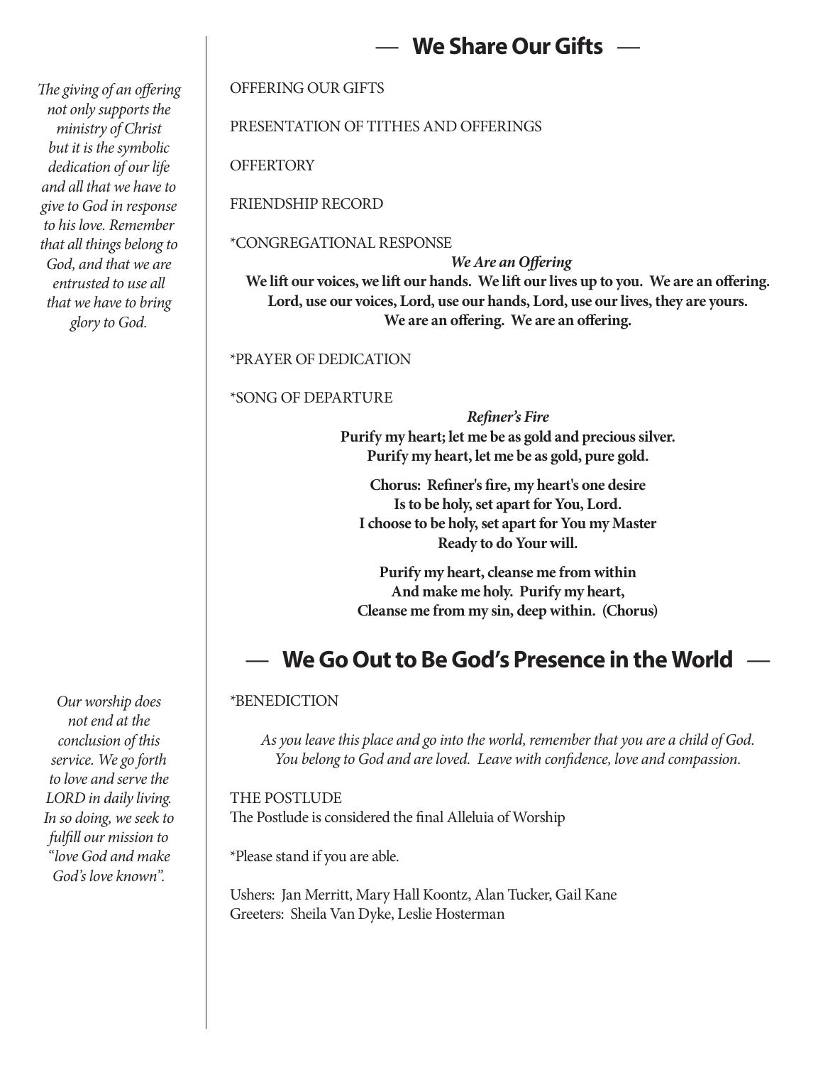*The giving of an offering not only supports the ministry of Christ but it is the symbolic dedication of our life and all that we have to give to God in response to his love. Remember that all things belong to God, and that we are entrusted to use all that we have to bring glory to God.*

## — We Share Our Gifts —

OFFERING OUR GIFTS

PRESENTATION OF TITHES AND OFFERINGS

OFFERTORY

FRIENDSHIP RECORD

*CONGREGATIONAL RESPONSE

***We Are an Offering***

**We lift our voices, we lift our hands. We lift our lives up to you. We are an offering.**
**Lord, use our voices, Lord, use our hands, Lord, use our lives, they are yours.**
**We are an offering. We are an offering.**

*PRAYER OF DEDICATION

*SONG OF DEPARTURE

***Refiner's Fire***

**Purify my heart; let me be as gold and precious silver.**
**Purify my heart, let me be as gold, pure gold.**

**Chorus: Refiner's fire, my heart's one desire**
**Is to be holy, set apart for You, Lord.**
**I choose to be holy, set apart for You my Master**
**Ready to do Your will.**

**Purify my heart, cleanse me from within**
**And make me holy. Purify my heart,**
**Cleanse me from my sin, deep within. (Chorus)**

## — We Go Out to Be God's Presence in the World —

*Our worship does not end at the conclusion of this service. We go forth to love and serve the LORD in daily living. In so doing, we seek to fulfill our mission to "love God and make God's love known".*

*BENEDICTION

*As you leave this place and go into the world, remember that you are a child of God. You belong to God and are loved. Leave with confidence, love and compassion.*

THE POSTLUDE
The Postlude is considered the final Alleluia of Worship

*Please stand if you are able.

Ushers: Jan Merritt, Mary Hall Koontz, Alan Tucker, Gail Kane
Greeters: Sheila Van Dyke, Leslie Hosterman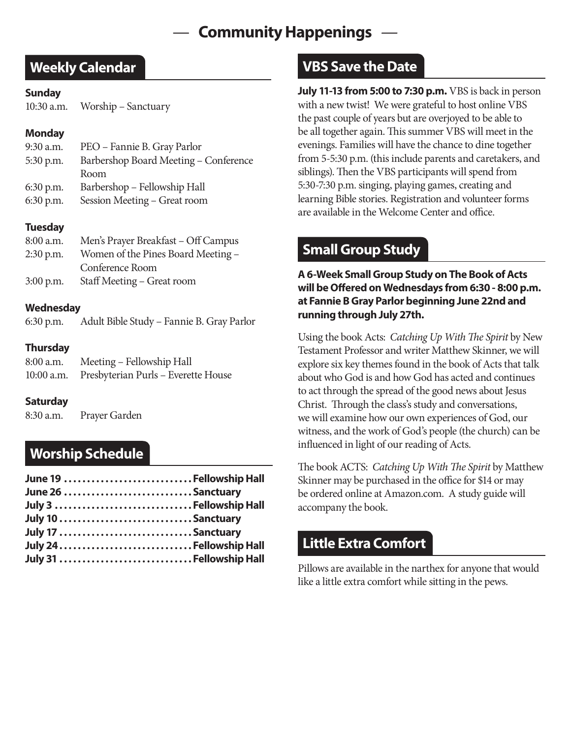# — Community Happenings —

## Weekly Calendar

### Sunday

10:30 a.m. Worship – Sanctuary

### Monday

9:30 a.m. PEO – Fannie B. Gray Parlor
5:30 p.m. Barbershop Board Meeting – Conference Room
6:30 p.m. Barbershop – Fellowship Hall
6:30 p.m. Session Meeting – Great room

### Tuesday

8:00 a.m. Men's Prayer Breakfast – Off Campus
2:30 p.m. Women of the Pines Board Meeting – Conference Room
3:00 p.m. Staff Meeting – Great room

### Wednesday

6:30 p.m. Adult Bible Study – Fannie B. Gray Parlor

### Thursday

8:00 a.m. Meeting – Fellowship Hall
10:00 a.m. Presbyterian Purls – Everette House

### Saturday

8:30 a.m. Prayer Garden

## Worship Schedule

**June 19 ............................ Fellowship Hall**
**June 26 ............................ Sanctuary**
**July 3 ............................ Fellowship Hall**
**July 10 ............................ Sanctuary**
**July 17 ............................ Sanctuary**
**July 24 ............................ Fellowship Hall**
**July 31 ............................ Fellowship Hall**

## VBS Save the Date

**July 11-13 from 5:00 to 7:30 p.m.** VBS is back in person with a new twist! We were grateful to host online VBS the past couple of years but are overjoyed to be able to be all together again. This summer VBS will meet in the evenings. Families will have the chance to dine together from 5-5:30 p.m. (this include parents and caretakers, and siblings). Then the VBS participants will spend from 5:30-7:30 p.m. singing, playing games, creating and learning Bible stories. Registration and volunteer forms are available in the Welcome Center and office.

## Small Group Study

**A 6-Week Small Group Study on The Book of Acts will be Offered on Wednesdays from 6:30 - 8:00 p.m. at Fannie B Gray Parlor beginning June 22nd and running through July 27th.**

Using the book Acts: *Catching Up With The Spirit* by New Testament Professor and writer Matthew Skinner, we will explore six key themes found in the book of Acts that talk about who God is and how God has acted and continues to act through the spread of the good news about Jesus Christ. Through the class's study and conversations, we will examine how our own experiences of God, our witness, and the work of God's people (the church) can be influenced in light of our reading of Acts.

The book ACTS: *Catching Up With The Spirit* by Matthew Skinner may be purchased in the office for $14 or may be ordered online at Amazon.com. A study guide will accompany the book.

## Little Extra Comfort

Pillows are available in the narthex for anyone that would like a little extra comfort while sitting in the pews.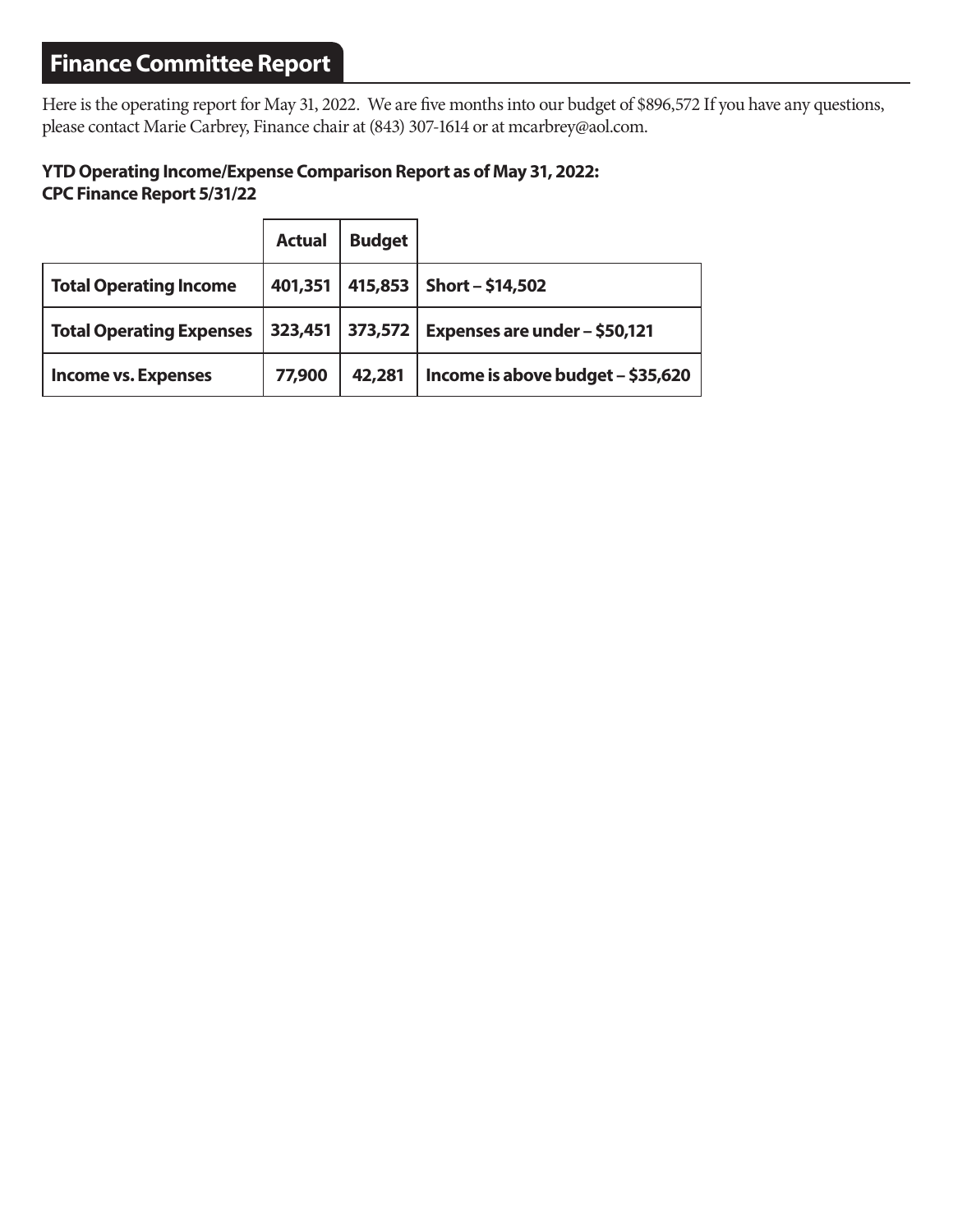## Finance Committee Report

Here is the operating report for May 31, 2022. We are five months into our budget of $896,572 If you have any questions, please contact Marie Carbrey, Finance chair at (843) 307-1614 or at mcarbrey@aol.com.

**YTD Operating Income/Expense Comparison Report as of May 31, 2022:**
**CPC Finance Report 5/31/22**

| | Actual | Budget | |
|---|---|---|---|
| **Total Operating Income** | **401,351** | **415,853** | **Short – $14,502** |
| **Total Operating Expenses** | **323,451** | **373,572** | **Expenses are under – $50,121** |
| **Income vs. Expenses** | **77,900** | **42,281** | **Income is above budget – $35,620** |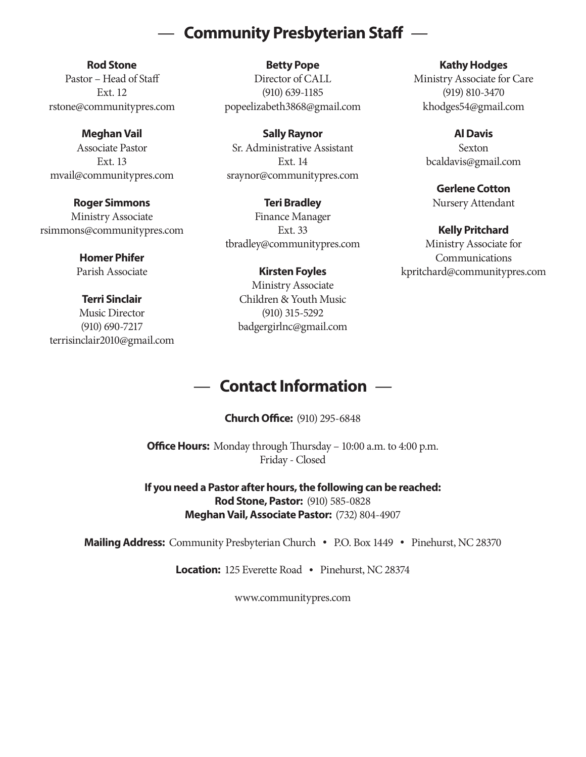## — Community Presbyterian Staff —

**Rod Stone**
Pastor – Head of Staff
Ext. 12
rstone@communitypres.com

**Meghan Vail**
Associate Pastor
Ext. 13
mvail@communitypres.com

**Roger Simmons**
Ministry Associate
rsimmons@communitypres.com

**Homer Phifer**
Parish Associate

**Terri Sinclair**
Music Director
(910) 690-7217
terrisinclair2010@gmail.com

**Betty Pope**
Director of CALL
(910) 639-1185
popeelizabeth3868@gmail.com

**Sally Raynor**
Sr. Administrative Assistant
Ext. 14
sraynor@communitypres.com

**Teri Bradley**
Finance Manager
Ext. 33
tbradley@communitypres.com

**Kirsten Foyles**
Ministry Associate
Children & Youth Music
(910) 315-5292
badgergirlnc@gmail.com

**Kathy Hodges**
Ministry Associate for Care
(919) 810-3470
khodges54@gmail.com

**Al Davis**
Sexton
bcaldavis@gmail.com

**Gerlene Cotton**
Nursery Attendant

**Kelly Pritchard**
Ministry Associate for Communications
kpritchard@communitypres.com

## — Contact Information —

**Church Office:** (910) 295-6848

**Office Hours:** Monday through Thursday – 10:00 a.m. to 4:00 p.m.
Friday - Closed

**If you need a Pastor after hours, the following can be reached:**
**Rod Stone, Pastor:** (910) 585-0828
**Meghan Vail, Associate Pastor:** (732) 804-4907

**Mailing Address:** Community Presbyterian Church • P.O. Box 1449 • Pinehurst, NC 28370

**Location:** 125 Everette Road • Pinehurst, NC 28374

www.communitypres.com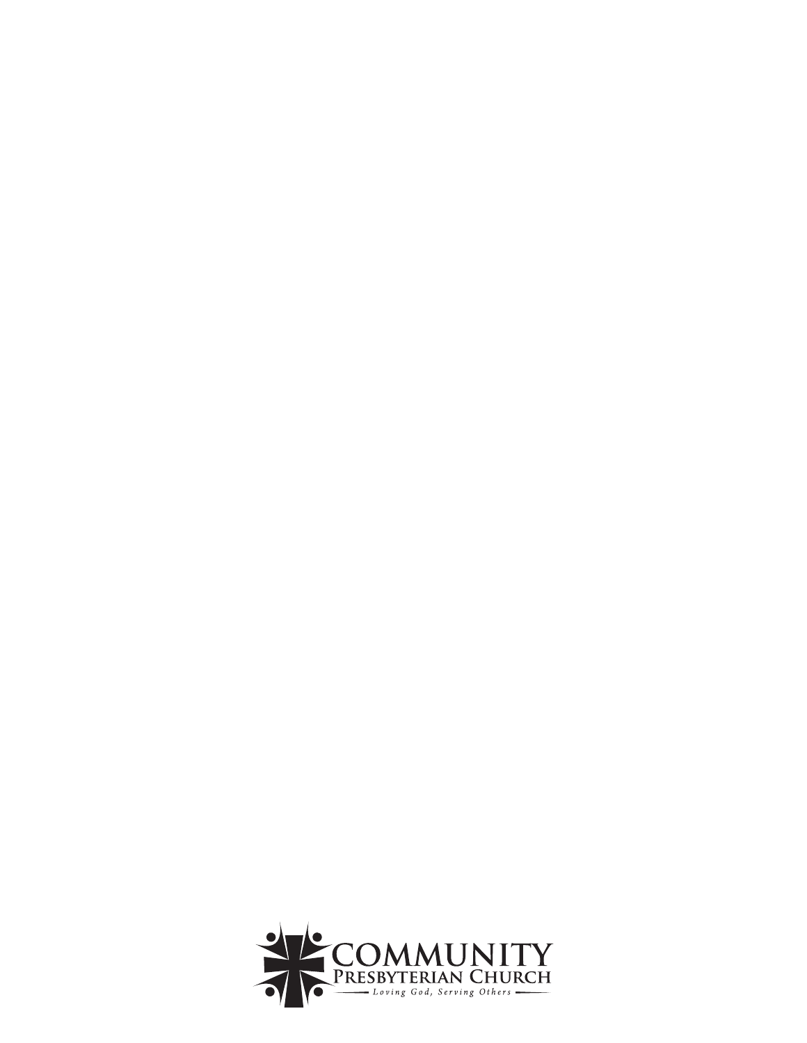COMMUNITY
Presbyterian Church
Loving God, Serving Others